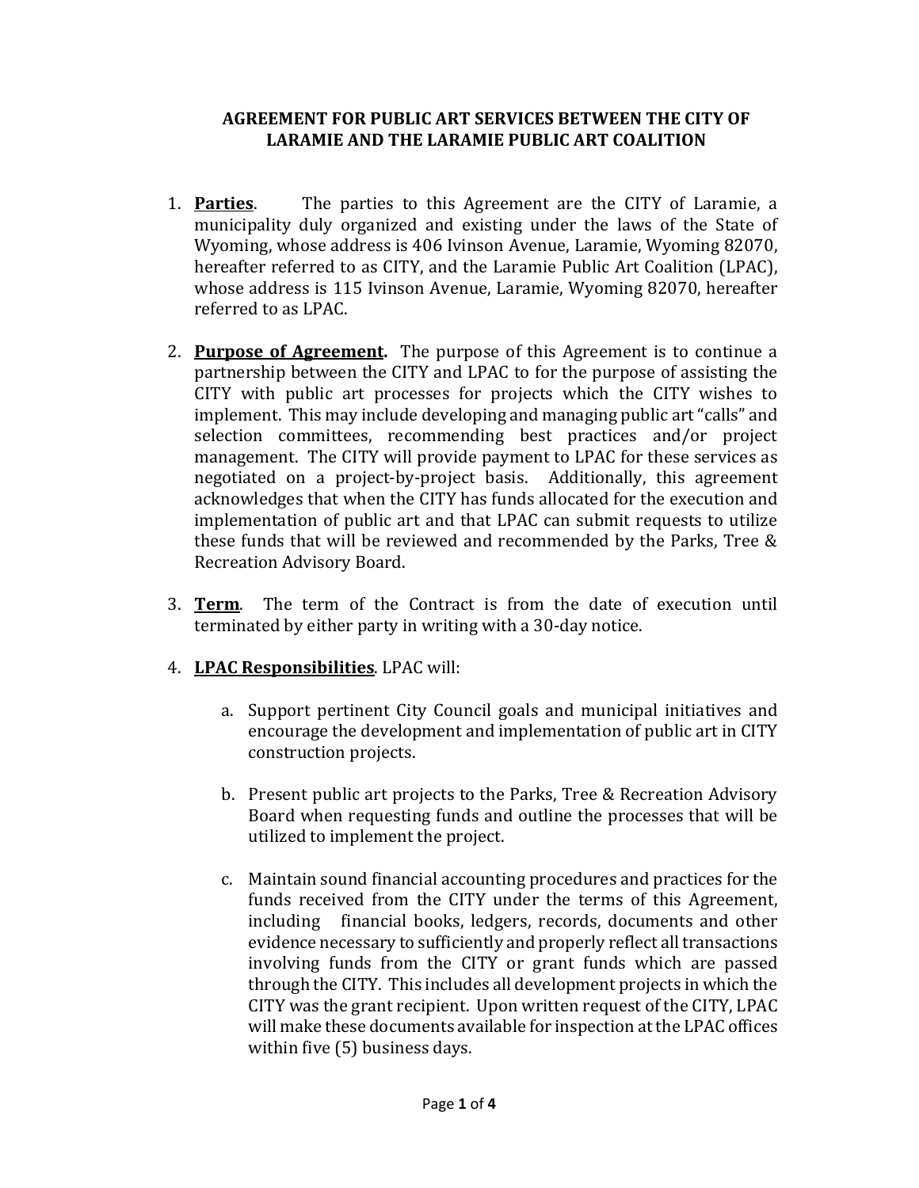# AGREEMENT FOR PUBLIC ART SERVICES BETWEEN THE CITY OF LARAMIE AND THE LARAMIE PUBLIC ART COALITION

1. **Parties**. The parties to this Agreement are the CITY of Laramie, a municipality duly organized and existing under the laws of the State of Wyoming, whose address is 406 Ivinson Avenue, Laramie, Wyoming 82070, hereafter referred to as CITY, and the Laramie Public Art Coalition (LPAC), whose address is 115 Ivinson Avenue, Laramie, Wyoming 82070, hereafter referred to as LPAC.

2. **Purpose of Agreement.** The purpose of this Agreement is to continue a partnership between the CITY and LPAC to for the purpose of assisting the CITY with public art processes for projects which the CITY wishes to implement. This may include developing and managing public art "calls" and selection committees, recommending best practices and/or project management. The CITY will provide payment to LPAC for these services as negotiated on a project-by-project basis. Additionally, this agreement acknowledges that when the CITY has funds allocated for the execution and implementation of public art and that LPAC can submit requests to utilize these funds that will be reviewed and recommended by the Parks, Tree & Recreation Advisory Board.

3. **Term**. The term of the Contract is from the date of execution until terminated by either party in writing with a 30-day notice.

4. **LPAC Responsibilities**. LPAC will:

   a. Support pertinent City Council goals and municipal initiatives and encourage the development and implementation of public art in CITY construction projects.

   b. Present public art projects to the Parks, Tree & Recreation Advisory Board when requesting funds and outline the processes that will be utilized to implement the project.

   c. Maintain sound financial accounting procedures and practices for the funds received from the CITY under the terms of this Agreement, including financial books, ledgers, records, documents and other evidence necessary to sufficiently and properly reflect all transactions involving funds from the CITY or grant funds which are passed through the CITY. This includes all development projects in which the CITY was the grant recipient. Upon written request of the CITY, LPAC will make these documents available for inspection at the LPAC offices within five (5) business days.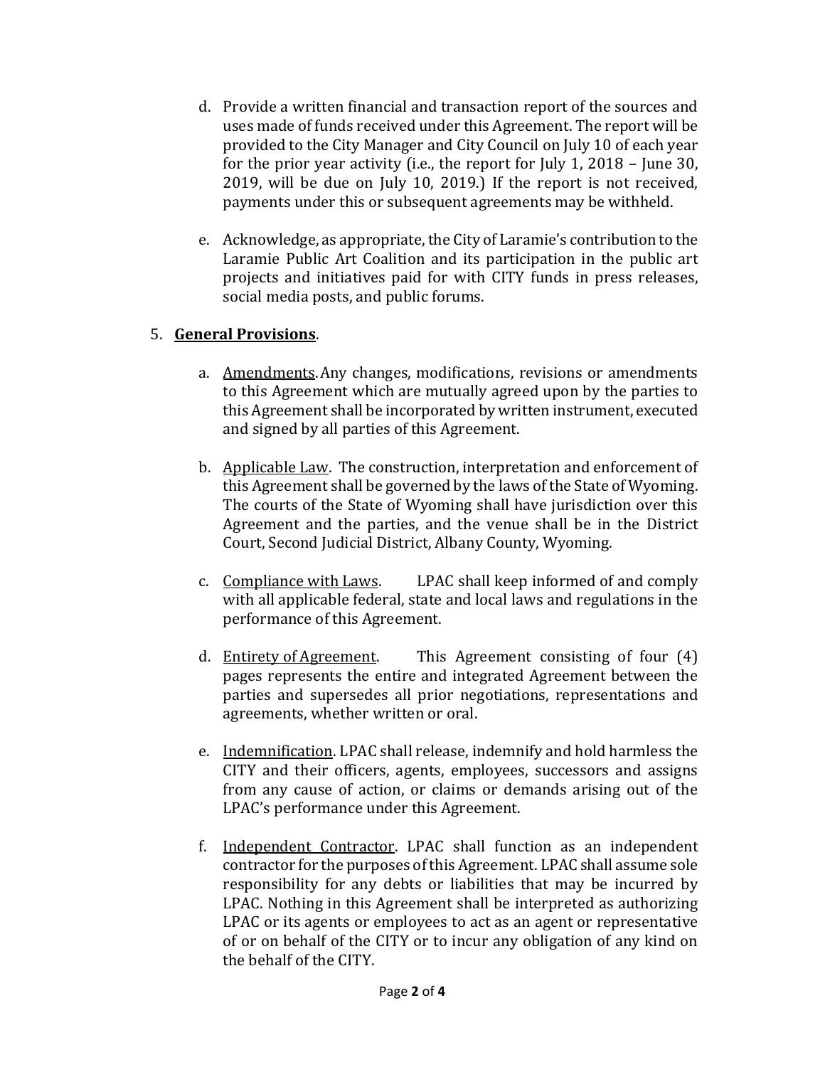d. Provide a written financial and transaction report of the sources and uses made of funds received under this Agreement. The report will be provided to the City Manager and City Council on July 10 of each year for the prior year activity (i.e., the report for July 1, 2018 – June 30, 2019, will be due on July 10, 2019.) If the report is not received, payments under this or subsequent agreements may be withheld.

e. Acknowledge, as appropriate, the City of Laramie's contribution to the Laramie Public Art Coalition and its participation in the public art projects and initiatives paid for with CITY funds in press releases, social media posts, and public forums.

5. **General Provisions**.

   a. Amendments. Any changes, modifications, revisions or amendments to this Agreement which are mutually agreed upon by the parties to this Agreement shall be incorporated by written instrument, executed and signed by all parties of this Agreement.

   b. Applicable Law. The construction, interpretation and enforcement of this Agreement shall be governed by the laws of the State of Wyoming. The courts of the State of Wyoming shall have jurisdiction over this Agreement and the parties, and the venue shall be in the District Court, Second Judicial District, Albany County, Wyoming.

   c. Compliance with Laws. LPAC shall keep informed of and comply with all applicable federal, state and local laws and regulations in the performance of this Agreement.

   d. Entirety of Agreement. This Agreement consisting of four (4) pages represents the entire and integrated Agreement between the parties and supersedes all prior negotiations, representations and agreements, whether written or oral.

   e. Indemnification. LPAC shall release, indemnify and hold harmless the CITY and their officers, agents, employees, successors and assigns from any cause of action, or claims or demands arising out of the LPAC's performance under this Agreement.

   f. Independent Contractor. LPAC shall function as an independent contractor for the purposes of this Agreement. LPAC shall assume sole responsibility for any debts or liabilities that may be incurred by LPAC. Nothing in this Agreement shall be interpreted as authorizing LPAC or its agents or employees to act as an agent or representative of or on behalf of the CITY or to incur any obligation of any kind on the behalf of the CITY.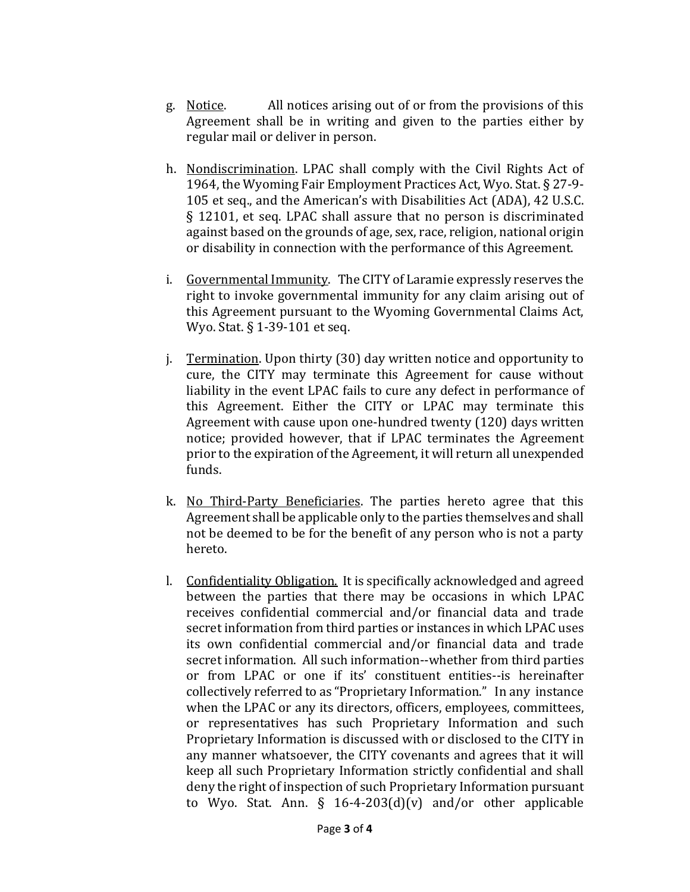g. Notice. All notices arising out of or from the provisions of this Agreement shall be in writing and given to the parties either by regular mail or deliver in person.

h. Nondiscrimination. LPAC shall comply with the Civil Rights Act of 1964, the Wyoming Fair Employment Practices Act, Wyo. Stat. § 27-9-105 et seq., and the American's with Disabilities Act (ADA), 42 U.S.C. § 12101, et seq. LPAC shall assure that no person is discriminated against based on the grounds of age, sex, race, religion, national origin or disability in connection with the performance of this Agreement.

i. Governmental Immunity. The CITY of Laramie expressly reserves the right to invoke governmental immunity for any claim arising out of this Agreement pursuant to the Wyoming Governmental Claims Act, Wyo. Stat. § 1-39-101 et seq.

j. Termination. Upon thirty (30) day written notice and opportunity to cure, the CITY may terminate this Agreement for cause without liability in the event LPAC fails to cure any defect in performance of this Agreement. Either the CITY or LPAC may terminate this Agreement with cause upon one-hundred twenty (120) days written notice; provided however, that if LPAC terminates the Agreement prior to the expiration of the Agreement, it will return all unexpended funds.

k. No Third-Party Beneficiaries. The parties hereto agree that this Agreement shall be applicable only to the parties themselves and shall not be deemed to be for the benefit of any person who is not a party hereto.

l. Confidentiality Obligation. It is specifically acknowledged and agreed between the parties that there may be occasions in which LPAC receives confidential commercial and/or financial data and trade secret information from third parties or instances in which LPAC uses its own confidential commercial and/or financial data and trade secret information. All such information--whether from third parties or from LPAC or one if its' constituent entities--is hereinafter collectively referred to as "Proprietary Information." In any instance when the LPAC or any its directors, officers, employees, committees, or representatives has such Proprietary Information and such Proprietary Information is discussed with or disclosed to the CITY in any manner whatsoever, the CITY covenants and agrees that it will keep all such Proprietary Information strictly confidential and shall deny the right of inspection of such Proprietary Information pursuant to Wyo. Stat. Ann. § 16-4-203(d)(v) and/or other applicable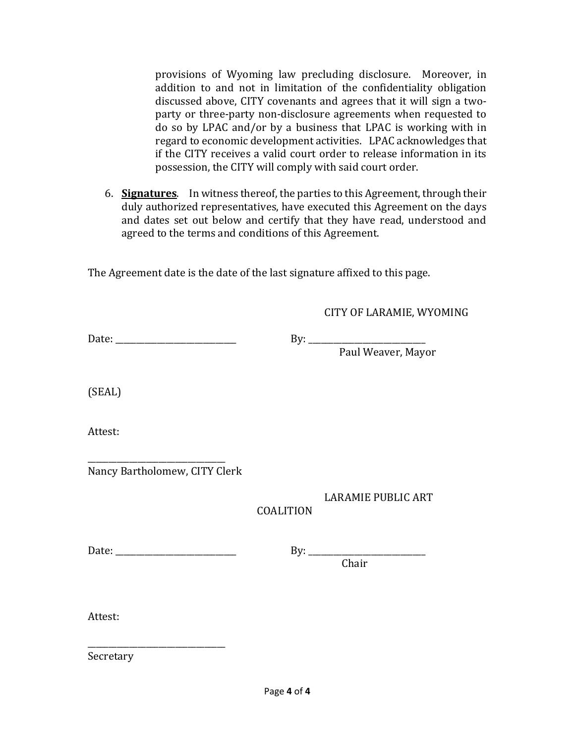provisions of Wyoming law precluding disclosure. Moreover, in addition to and not in limitation of the confidentiality obligation discussed above, CITY covenants and agrees that it will sign a two-party or three-party non-disclosure agreements when requested to do so by LPAC and/or by a business that LPAC is working with in regard to economic development activities. LPAC acknowledges that if the CITY receives a valid court order to release information in its possession, the CITY will comply with said court order.

6. **Signatures**. In witness thereof, the parties to this Agreement, through their duly authorized representatives, have executed this Agreement on the days and dates set out below and certify that they have read, understood and agreed to the terms and conditions of this Agreement.

The Agreement date is the date of the last signature affixed to this page.

CITY OF LARAMIE, WYOMING

Date: ___________________________ By: ___________________________
Paul Weaver, Mayor

(SEAL)

Attest:

_______________________________
Nancy Bartholomew, CITY Clerk

LARAMIE PUBLIC ART COALITION

Date: ___________________________ By: ___________________________
Chair

Attest:

_______________________________
Secretary